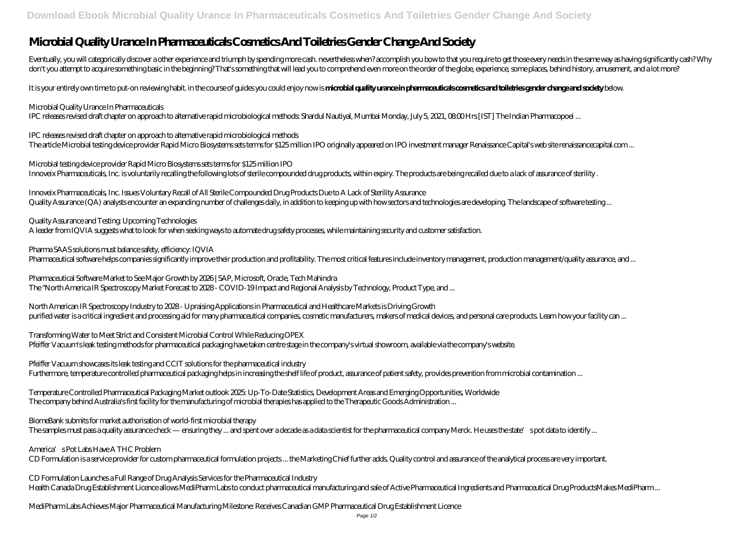# Microbial Quality Urance In Pharmaceuticals Cosmetics And Toiletries Gender Change And Society

Eventually, you will categorically discover a other experience and triumph by spending more cash. nevertheless when? accomplish you bow to that you require to get those every needs in the same way as having significantly cash? Why don't you attempt to acquire something basic in the beginning? That's something that will lead you to comprehend even more on the order of the globe, experience, some places, behind history, amusement, and a lot more?

It is your entirely own time to put-on reviewing habit. in the course of guides you could enjoy now is **microbial quality urance in pharmaceuticals cosmetics and toiletries gender change and society** below.

*Microbial Quality Urance In Pharmaceuticals*
IPC releases revised draft chapter on approach to alternative rapid microbiological methods: Shardul Nautiyal, Mumbai Monday, July 5, 2021, 08:00 Hrs [IST] The Indian Pharmacopoei ...

*IPC releases revised draft chapter on approach to alternative rapid microbiological methods*
The article Microbial testing device provider Rapid Micro Biosystems sets terms for $125 million IPO originally appeared on IPO investment manager Renaissance Capital's web site renaissancecapital.com ...

*Microbial testing device provider Rapid Micro Biosystems sets terms for $125 million IPO*
Innoveix Pharmaceuticals, Inc. is voluntarily recalling the following lots of sterile compounded drug products, within expiry. The products are being recalled due to a lack of assurance of sterility .

*Innoveix Pharmaceuticals, Inc. Issues Voluntary Recall of All Sterile Compounded Drug Products Due to A Lack of Sterility Assurance*
Quality Assurance (QA) analysts encounter an expanding number of challenges daily, in addition to keeping up with how sectors and technologies are developing. The landscape of software testing ...

*Quality Assurance and Testing: Upcoming Technologies*
A leader from IQVIA suggests what to look for when seeking ways to automate drug safety processes, while maintaining security and customer satisfaction.

*Pharma SAAS solutions must balance safety, efficiency: IQVIA*
Pharmaceutical software helps companies significantly improve their production and profitability. The most critical features include inventory management, production management/quality assurance, and ...

*Pharmaceutical Software Market to See Major Growth by 2026 | SAP, Microsoft, Oracle, Tech Mahindra*
The "North America IR Spectroscopy Market Forecast to 2028 - COVID-19 Impact and Regional Analysis by Technology, Product Type, and ...

*North American IR Spectroscopy Industry to 2028 - Upraising Applications in Pharmaceutical and Healthcare Markets is Driving Growth*
purified water is a critical ingredient and processing aid for many pharmaceutical companies, cosmetic manufacturers, makers of medical devices, and personal care products. Learn how your facility can ...

*Transforming Water to Meet Strict and Consistent Microbial Control While Reducing OPEX*
Pfeiffer Vacuum's leak testing methods for pharmaceutical packaging have taken centre stage in the company's virtual showroom, available via the company's website.

*Pfeiffer Vacuum showcases its leak testing and CCIT solutions for the pharmaceutical industry*
Furthermore, temperature controlled pharmaceutical packaging helps in increasing the shelf life of product, assurance of patient safety, provides prevention from microbial contamination ...

*Temperature Controlled Pharmaceutical Packaging Market outlook 2025: Up-To-Date Statistics, Development Areas and Emerging Opportunities, Worldwide*
The company behind Australia's first facility for the manufacturing of microbial therapies has applied to the Therapeutic Goods Administration ...

*BiomeBank submits for market authorisation of world-first microbial therapy*
The samples must pass a quality assurance check — ensuring they ... and spent over a decade as a data scientist for the pharmaceutical company Merck. He uses the state's pot data to identify ...

*America's Pot Labs Have A THC Problem*
CD Formulation is a service provider for custom pharmaceutical formulation projects ... the Marketing Chief further adds. Quality control and assurance of the analytical process are very important.

*CD Formulation Launches a Full Range of Drug Analysis Services for the Pharmaceutical Industry*
Health Canada Drug Establishment Licence allows MediPharm Labs to conduct pharmaceutical manufacturing and sale of Active Pharmaceutical Ingredients and Pharmaceutical Drug ProductsMakes MediPharm ...

*MediPharm Labs Achieves Major Pharmaceutical Manufacturing Milestone: Receives Canadian GMP Pharmaceutical Drug Establishment Licence*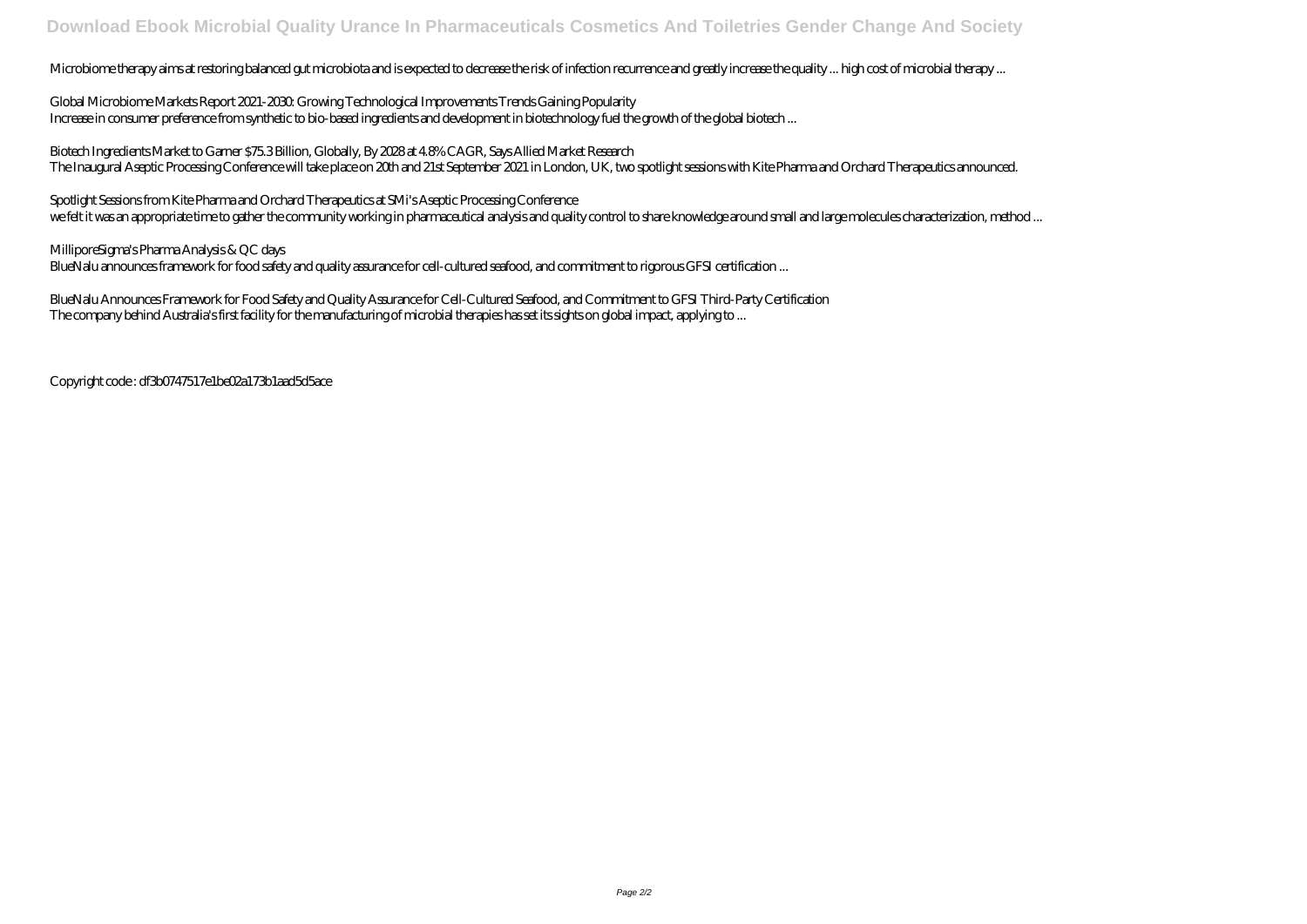Microbiome therapy aims at restoring balanced gut microbiota and is expected to decrease the risk of infection recurrence and greatly increase the quality ... high cost of microbial therapy ...

*Global Microbiome Markets Report 2021-2030: Growing Technological Improvements Trends Gaining Popularity*
Increase in consumer preference from synthetic to bio-based ingredients and development in biotechnology fuel the growth of the global biotech ...

*Biotech Ingredients Market to Garner $75.3 Billion, Globally, By 2028 at 4.8% CAGR, Says Allied Market Research*
The Inaugural Aseptic Processing Conference will take place on 20th and 21st September 2021 in London, UK, two spotlight sessions with Kite Pharma and Orchard Therapeutics announced.

*Spotlight Sessions from Kite Pharma and Orchard Therapeutics at SMi's Aseptic Processing Conference*
we felt it was an appropriate time to gather the community working in pharmaceutical analysis and quality control to share knowledge around small and large molecules characterization, method ...

*MilliporeSigma's Pharma Analysis & QC days*
BlueNalu announces framework for food safety and quality assurance for cell-cultured seafood, and commitment to rigorous GFSI certification ...

*BlueNalu Announces Framework for Food Safety and Quality Assurance for Cell-Cultured Seafood, and Commitment to GFSI Third-Party Certification*
The company behind Australia's first facility for the manufacturing of microbial therapies has set its sights on global impact, applying to ...

Copyright code : df3b0747517e1be02a173b1aad5d5ace